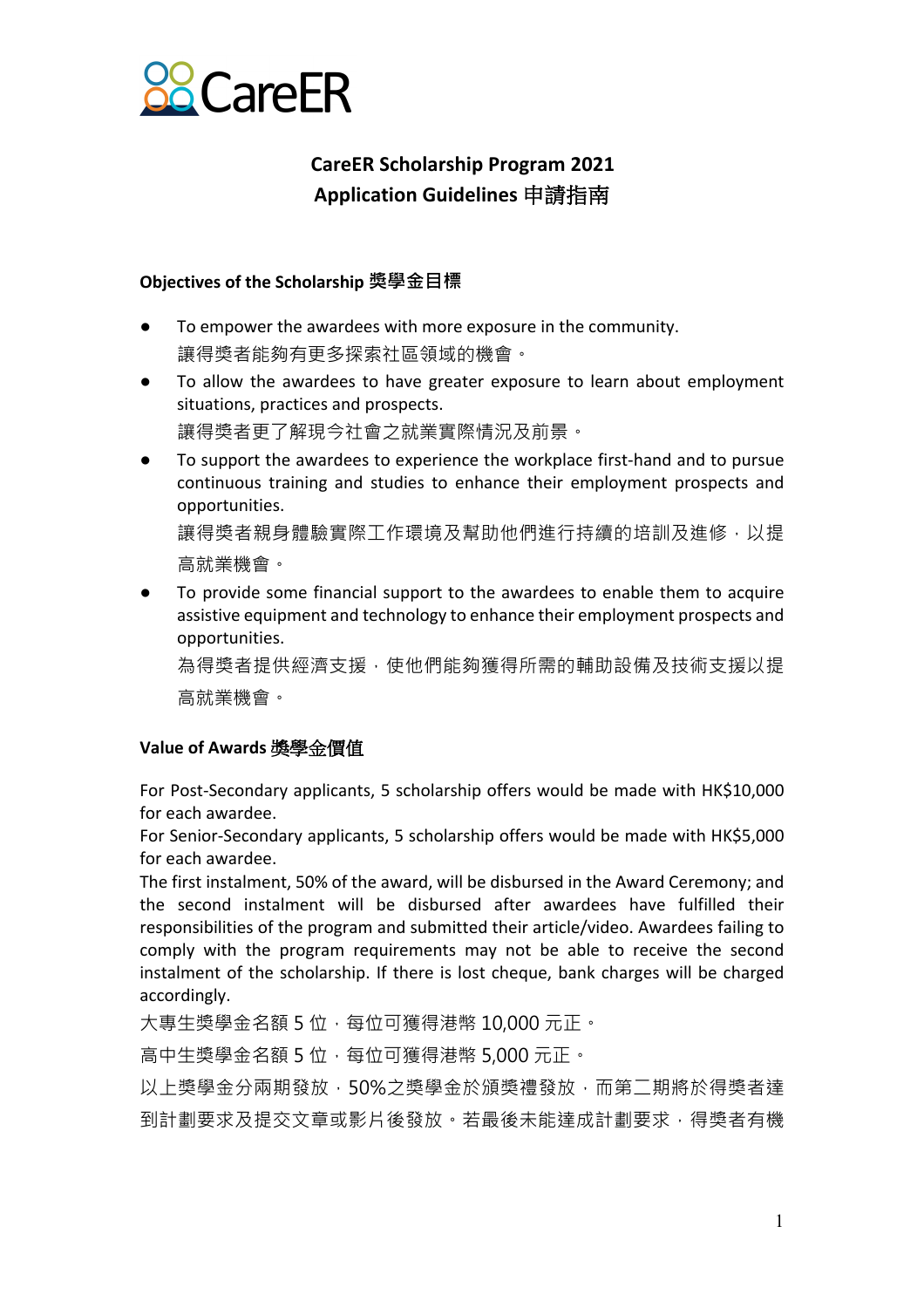CareER

# CareER Scholarship Program 2021
## Application Guidelines 申請指南

### Objectives of the Scholarship 獎學金目標

- To empower the awardees with more exposure in the community.
  讓得獎者能夠有更多探索社區領域的機會。
- To allow the awardees to have greater exposure to learn about employment situations, practices and prospects.
  讓得獎者更了解現今社會之就業實際情況及前景。
- To support the awardees to experience the workplace first-hand and to pursue continuous training and studies to enhance their employment prospects and opportunities.
  讓得獎者親身體驗實際工作環境及幫助他們進行持續的培訓及進修，以提高就業機會。
- To provide some financial support to the awardees to enable them to acquire assistive equipment and technology to enhance their employment prospects and opportunities.
  為得獎者提供經濟支援，使他們能夠獲得所需的輔助設備及技術支援以提高就業機會。

### Value of Awards 獎學金價值

For Post-Secondary applicants, 5 scholarship offers would be made with HK$10,000 for each awardee.
For Senior-Secondary applicants, 5 scholarship offers would be made with HK$5,000 for each awardee.
The first instalment, 50% of the award, will be disbursed in the Award Ceremony; and the second instalment will be disbursed after awardees have fulfilled their responsibilities of the program and submitted their article/video. Awardees failing to comply with the program requirements may not be able to receive the second instalment of the scholarship. If there is lost cheque, bank charges will be charged accordingly.

大專生獎學金名額 5 位，每位可獲得港幣 10,000 元正。

高中生獎學金名額 5 位，每位可獲得港幣 5,000 元正。

以上獎學金分兩期發放，50%之獎學金於頒獎禮發放，而第二期將於得獎者達到計劃要求及提交文章或影片後發放。若最後未能達成計劃要求，得獎者有機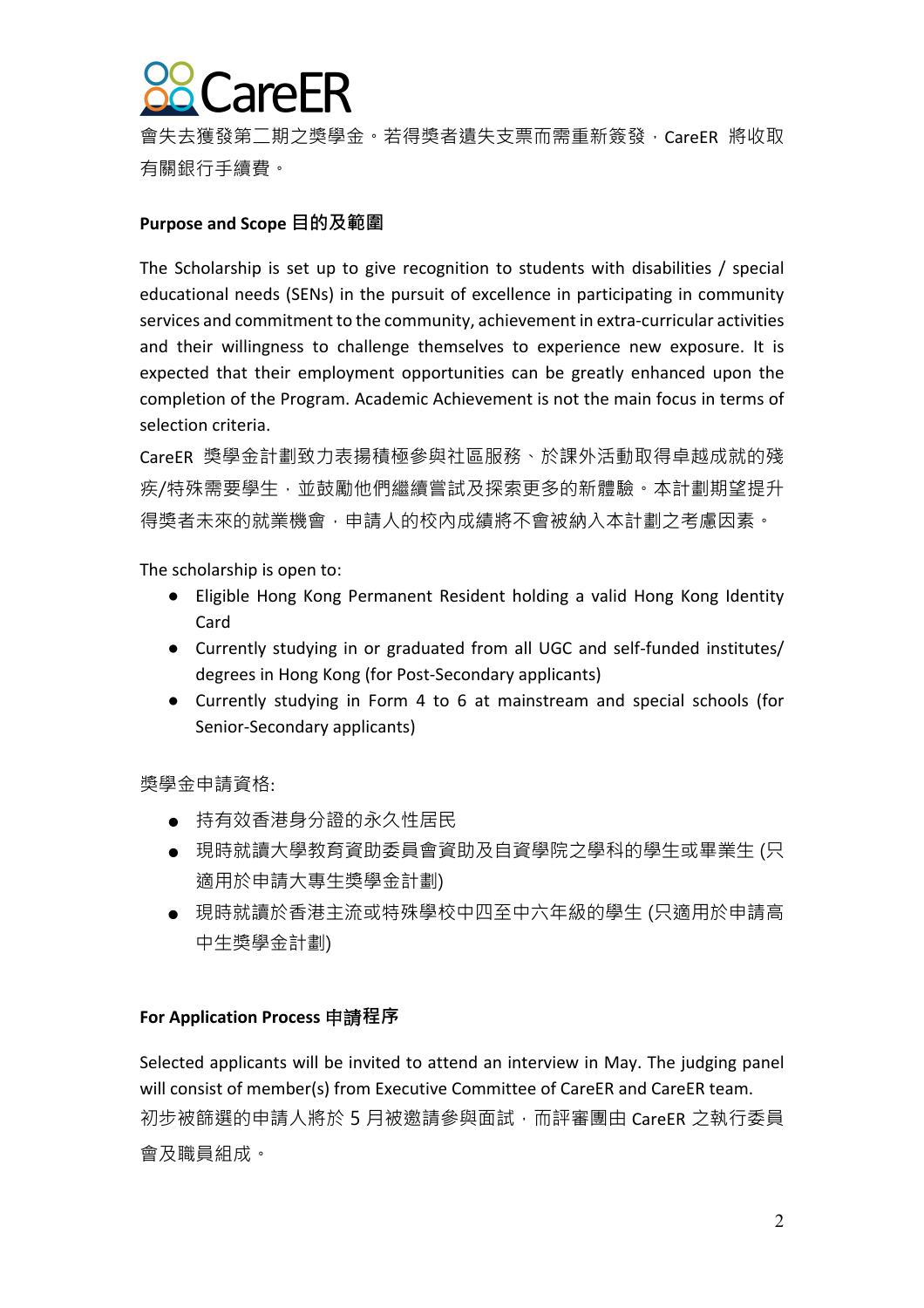會失去獲發第二期之獎學金。若得獎者遺失支票而需重新簽發，CareER 將收取有關銀行手續費。

**Purpose and Scope 目的及範圍**

The Scholarship is set up to give recognition to students with disabilities / special educational needs (SENs) in the pursuit of excellence in participating in community services and commitment to the community, achievement in extra-curricular activities and their willingness to challenge themselves to experience new exposure. It is expected that their employment opportunities can be greatly enhanced upon the completion of the Program. Academic Achievement is not the main focus in terms of selection criteria.

CareER 獎學金計劃致力表揚積極參與社區服務、於課外活動取得卓越成就的殘疾/特殊需要學生，並鼓勵他們繼續嘗試及探索更多的新體驗。本計劃期望提升得獎者未來的就業機會，申請人的校內成績將不會被納入本計劃之考慮因素。

The scholarship is open to:

- Eligible Hong Kong Permanent Resident holding a valid Hong Kong Identity Card
- Currently studying in or graduated from all UGC and self-funded institutes/ degrees in Hong Kong (for Post-Secondary applicants)
- Currently studying in Form 4 to 6 at mainstream and special schools (for Senior-Secondary applicants)

獎學金申請資格:

- 持有效香港身分證的永久性居民
- 現時就讀大學教育資助委員會資助及自資學院之學科的學生或畢業生 (只適用於申請大專生獎學金計劃)
- 現時就讀於香港主流或特殊學校中四至中六年級的學生 (只適用於申請高中生獎學金計劃)

**For Application Process 申請程序**

Selected applicants will be invited to attend an interview in May. The judging panel will consist of member(s) from Executive Committee of CareER and CareER team.

初步被篩選的申請人將於 5 月被邀請參與面試，而評審團由 CareER 之執行委員會及職員組成。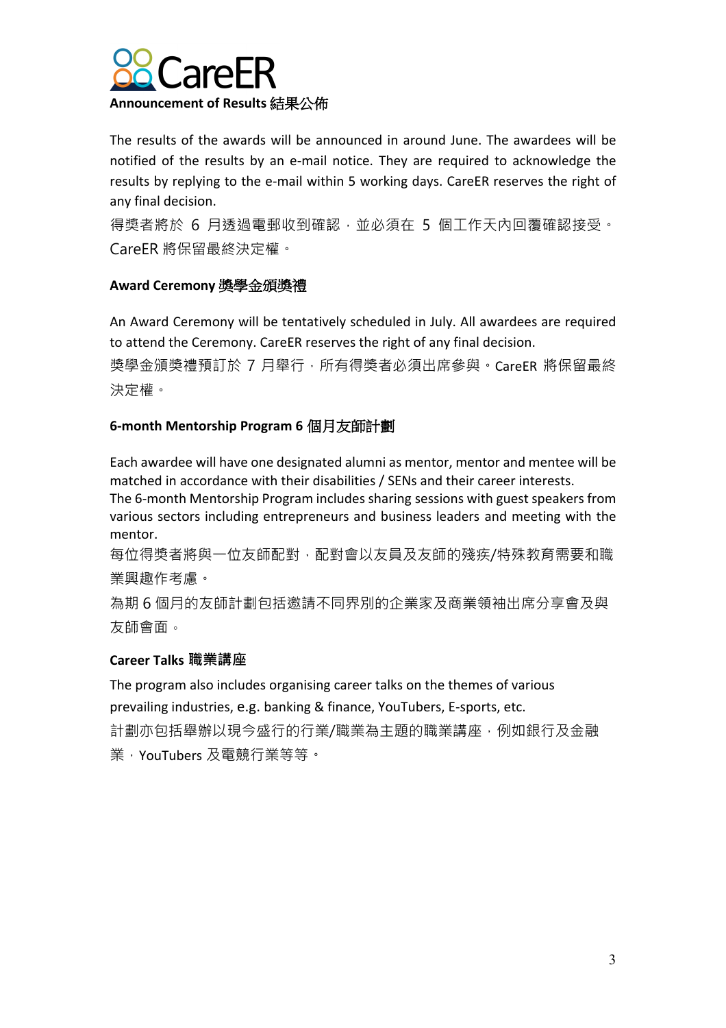CareER

**Announcement of Results 結果公佈**

The results of the awards will be announced in around June. The awardees will be notified of the results by an e-mail notice. They are required to acknowledge the results by replying to the e-mail within 5 working days. CareER reserves the right of any final decision.

得獎者將於 6 月透過電郵收到確認，並必須在 5 個工作天內回覆確認接受。CareER 將保留最終決定權。

**Award Ceremony 獎學金頒獎禮**

An Award Ceremony will be tentatively scheduled in July. All awardees are required to attend the Ceremony. CareER reserves the right of any final decision.

獎學金頒獎禮預訂於 7 月舉行，所有得獎者必須出席參與。CareER 將保留最終決定權。

**6-month Mentorship Program 6 個月友師計劃**

Each awardee will have one designated alumni as mentor, mentor and mentee will be matched in accordance with their disabilities / SENs and their career interests.
The 6-month Mentorship Program includes sharing sessions with guest speakers from various sectors including entrepreneurs and business leaders and meeting with the mentor.

每位得獎者將與一位友師配對，配對會以友員及友師的殘疾/特殊教育需要和職業興趣作考慮。

為期 6 個月的友師計劃包括邀請不同界別的企業家及商業領袖出席分享會及與友師會面。

**Career Talks 職業講座**

The program also includes organising career talks on the themes of various prevailing industries, e.g. banking & finance, YouTubers, E-sports, etc.

計劃亦包括舉辦以現今盛行的行業/職業為主題的職業講座，例如銀行及金融業，YouTubers 及電競行業等等。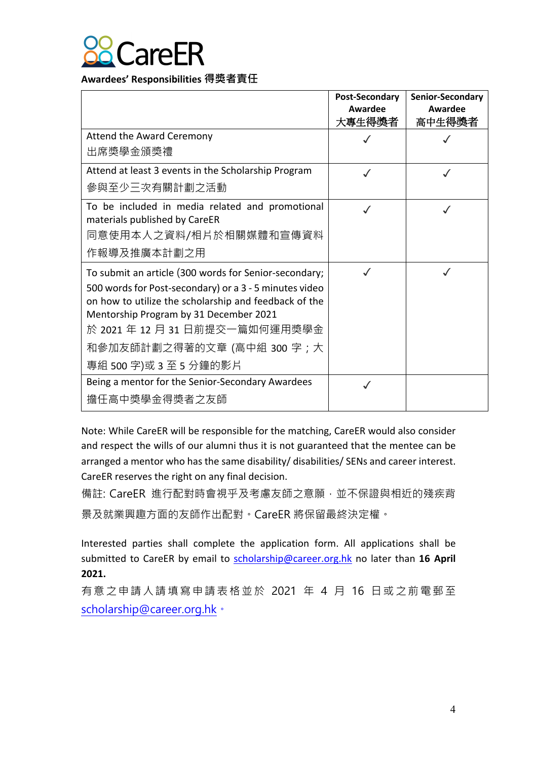CareER

**Awardees' Responsibilities 得獎者責任**

| | **Post-Secondary Awardee 大專生得獎者** | **Senior-Secondary Awardee 高中生得獎者** |
|---|---|---|
| Attend the Award Ceremony 出席獎學金頒獎禮 | ✓ | ✓ |
| Attend at least 3 events in the Scholarship Program 參與至少三次有關計劃之活動 | ✓ | ✓ |
| To be included in media related and promotional materials published by CareER 同意使用本人之資料/相片於相關媒體和宣傳資料作報導及推廣本計劃之用 | ✓ | ✓ |
| To submit an article (300 words for Senior-secondary; 500 words for Post-secondary) or a 3 - 5 minutes video on how to utilize the scholarship and feedback of the Mentorship Program by 31 December 2021 於 2021 年 12 月 31 日前提交一篇如何運用獎學金和參加友師計劃之得著的文章 (高中組 300 字；大專組 500 字)或 3 至 5 分鐘的影片 | ✓ | ✓ |
| Being a mentor for the Senior-Secondary Awardees 擔任高中獎學金得獎者之友師 | ✓ | |

Note: While CareER will be responsible for the matching, CareER would also consider and respect the wills of our alumni thus it is not guaranteed that the mentee can be arranged a mentor who has the same disability/ disabilities/ SENs and career interest. CareER reserves the right on any final decision.

備註: CareER 進行配對時會視乎及考慮友師之意願，並不保證與相近的殘疾背景及就業興趣方面的友師作出配對。CareER 將保留最終決定權。

Interested parties shall complete the application form. All applications shall be submitted to CareER by email to scholarship@career.org.hk no later than **16 April 2021.**

有意之申請人請填寫申請表格並於 2021 年 4 月 16 日或之前電郵至 scholarship@career.org.hk。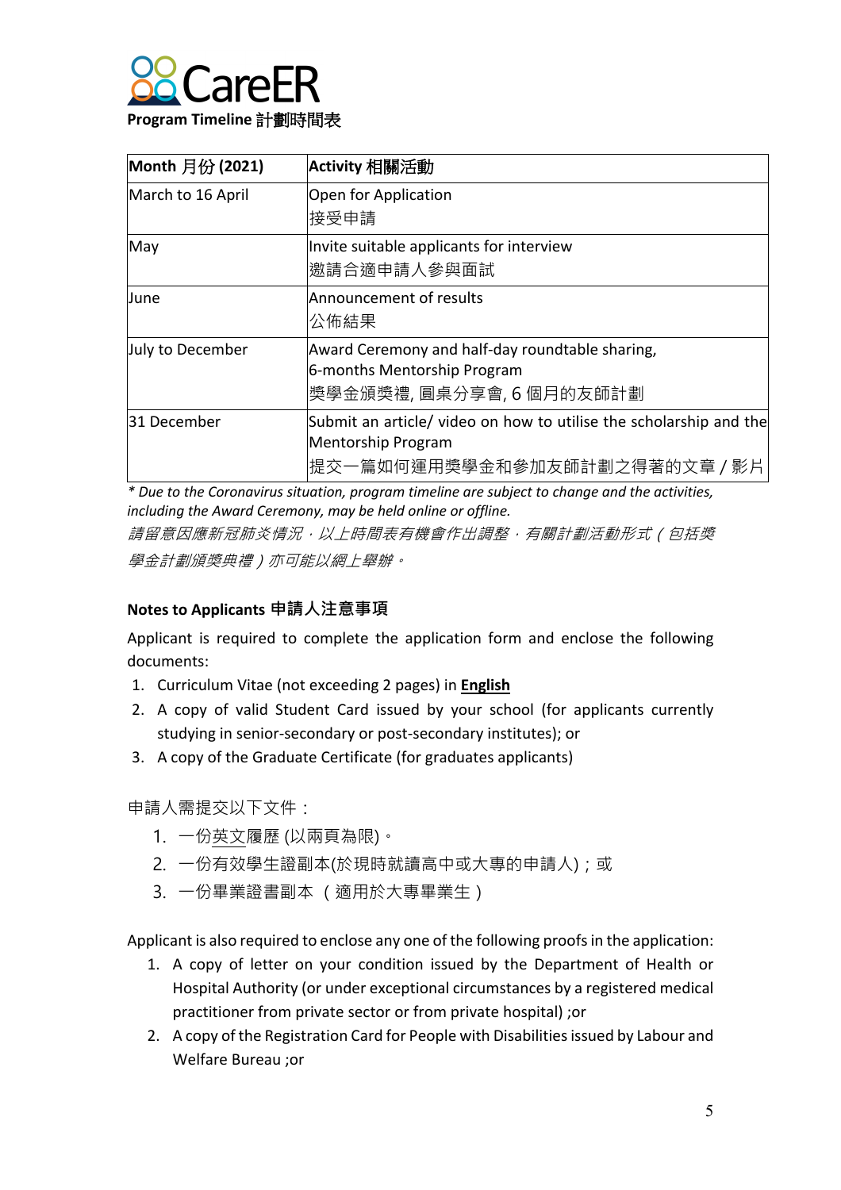CareER

**Program Timeline 計劃時間表**

| **Month 月份 (2021)** | **Activity 相關活動** |
|---|---|
| March to 16 April | Open for Application<br>接受申請 |
| May | Invite suitable applicants for interview<br>邀請合適申請人參與面試 |
| June | Announcement of results<br>公佈結果 |
| July to December | Award Ceremony and half-day roundtable sharing,<br>6-months Mentorship Program<br>獎學金頒獎禮, 圓桌分享會, 6 個月的友師計劃 |
| 31 December | Submit an article/ video on how to utilise the scholarship and the Mentorship Program<br>提交一篇如何運用獎學金和參加友師計劃之得著的文章 / 影片 |

*\* Due to the Coronavirus situation, program timeline are subject to change and the activities, including the Award Ceremony, may be held online or offline.*

*請留意因應新冠肺炎情況，以上時間表有機會作出調整，有關計劃活動形式（包括獎學金計劃頒獎典禮）亦可能以網上舉辦。*

**Notes to Applicants 申請人注意事項**

Applicant is required to complete the application form and enclose the following documents:

1. Curriculum Vitae (not exceeding 2 pages) in **English**
2. A copy of valid Student Card issued by your school (for applicants currently studying in senior-secondary or post-secondary institutes); or
3. A copy of the Graduate Certificate (for graduates applicants)

申請人需提交以下文件：

1. 一份英文履歷 (以兩頁為限)。
2. 一份有效學生證副本(於現時就讀高中或大專的申請人)；或
3. 一份畢業證書副本 （適用於大專畢業生）

Applicant is also required to enclose any one of the following proofs in the application:

1. A copy of letter on your condition issued by the Department of Health or Hospital Authority (or under exceptional circumstances by a registered medical practitioner from private sector or from private hospital) ;or
2. A copy of the Registration Card for People with Disabilities issued by Labour and Welfare Bureau ;or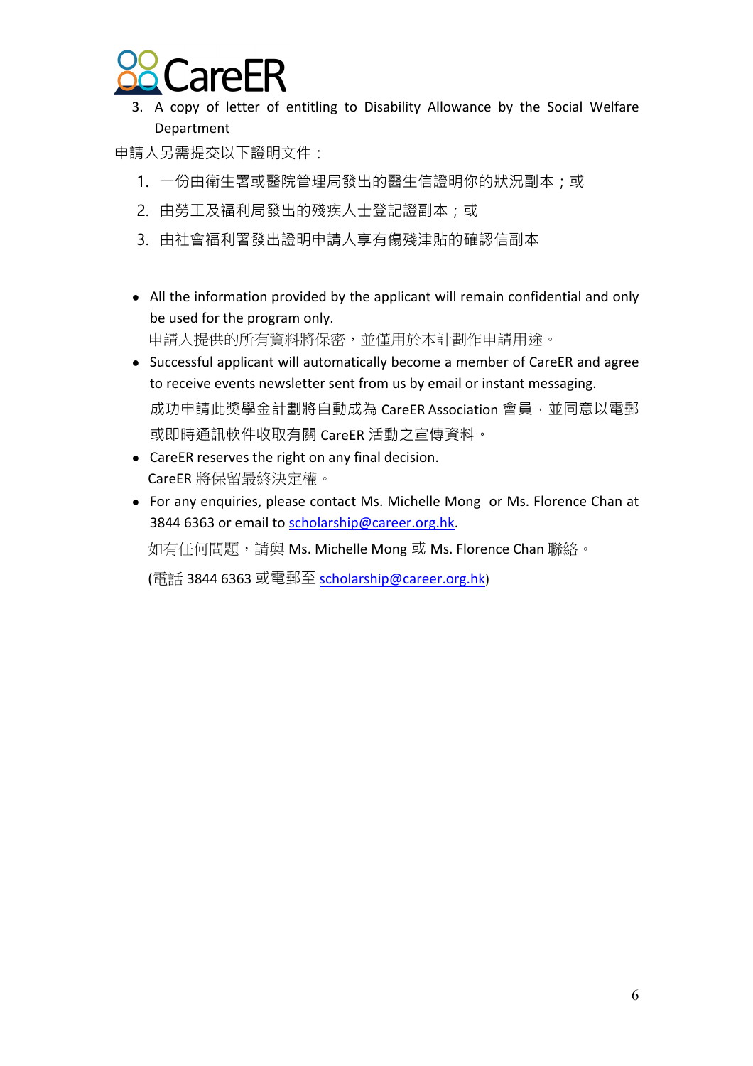3. A copy of letter of entitling to Disability Allowance by the Social Welfare Department

申請人另需提交以下證明文件：

1. 一份由衛生署或醫院管理局發出的醫生信證明你的狀況副本；或
2. 由勞工及福利局發出的殘疾人士登記證副本；或
3. 由社會福利署發出證明申請人享有傷殘津貼的確認信副本

- All the information provided by the applicant will remain confidential and only be used for the program only.
  申請人提供的所有資料將保密，並僅用於本計劃作申請用途。
- Successful applicant will automatically become a member of CareER and agree to receive events newsletter sent from us by email or instant messaging.
  成功申請此獎學金計劃將自動成為 CareER Association 會員，並同意以電郵或即時通訊軟件收取有關 CareER 活動之宣傳資料。
- CareER reserves the right on any final decision.
  CareER 將保留最終決定權。
- For any enquiries, please contact Ms. Michelle Mong or Ms. Florence Chan at 3844 6363 or email to scholarship@career.org.hk.
  如有任何問題，請與 Ms. Michelle Mong 或 Ms. Florence Chan 聯絡。
  (電話 3844 6363 或電郵至 scholarship@career.org.hk)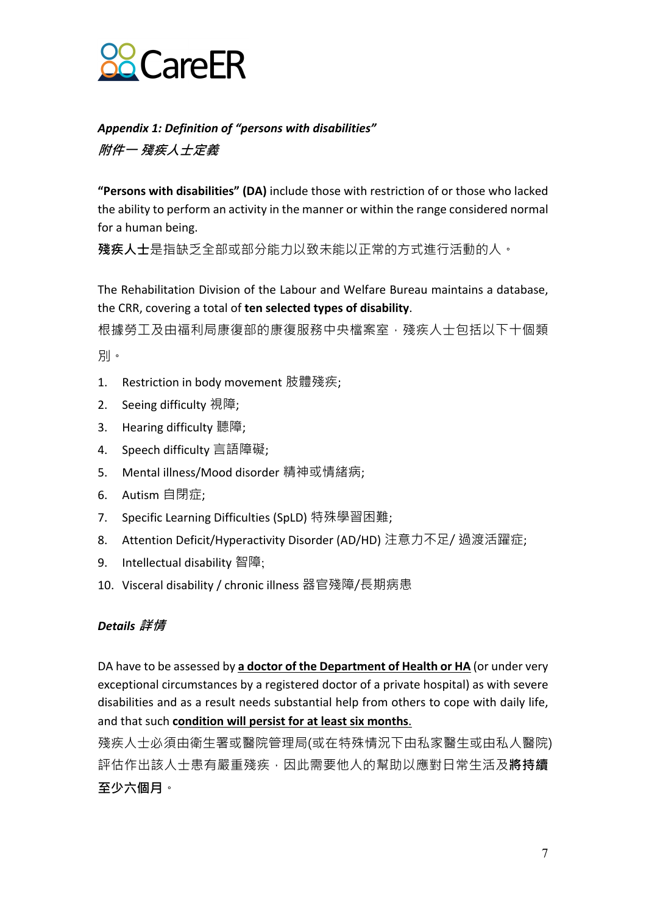CareER

***Appendix 1: Definition of "persons with disabilities"***
***附件一 殘疾人士定義***

**"Persons with disabilities" (DA)** include those with restriction of or those who lacked the ability to perform an activity in the manner or within the range considered normal for a human being.
**殘疾人士**是指缺乏全部或部分能力以致未能以正常的方式進行活動的人。

The Rehabilitation Division of the Labour and Welfare Bureau maintains a database, the CRR, covering a total of **ten selected types of disability**.
根據勞工及由福利局康復部的康復服務中央檔案室，殘疾人士包括以下十個類別。

1. Restriction in body movement 肢體殘疾;
2. Seeing difficulty 視障;
3. Hearing difficulty 聽障;
4. Speech difficulty 言語障礙;
5. Mental illness/Mood disorder 精神或情緒病;
6. Autism 自閉症;
7. Specific Learning Difficulties (SpLD) 特殊學習困難;
8. Attention Deficit/Hyperactivity Disorder (AD/HD) 注意力不足/ 過渡活躍症;
9. Intellectual disability 智障;
10. Visceral disability / chronic illness 器官殘障/長期病患

***Details 詳情***

DA have to be assessed by **a doctor of the Department of Health or HA** (or under very exceptional circumstances by a registered doctor of a private hospital) as with severe disabilities and as a result needs substantial help from others to cope with daily life, and that such **condition will persist for at least six months**.
殘疾人士必須由衛生署或醫院管理局(或在特殊情況下由私家醫生或由私人醫院)評估作出該人士患有嚴重殘疾，因此需要他人的幫助以應對日常生活及**將持續至少六個月**。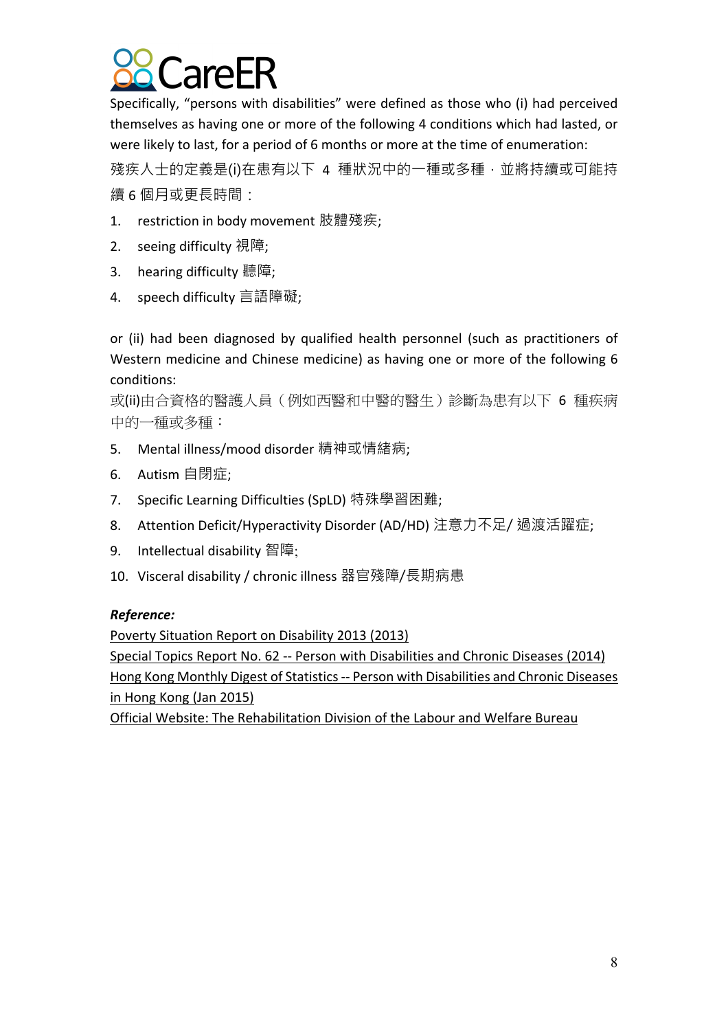Specifically, "persons with disabilities" were defined as those who (i) had perceived themselves as having one or more of the following 4 conditions which had lasted, or were likely to last, for a period of 6 months or more at the time of enumeration:

殘疾人士的定義是(i)在患有以下 4 種狀況中的一種或多種，並將持續或可能持續 6 個月或更長時間：

1. restriction in body movement 肢體殘疾;
2. seeing difficulty 視障;
3. hearing difficulty 聽障;
4. speech difficulty 言語障礙;

or (ii) had been diagnosed by qualified health personnel (such as practitioners of Western medicine and Chinese medicine) as having one or more of the following 6 conditions:

或(ii)由合資格的醫護人員（例如西醫和中醫的醫生）診斷為患有以下 6 種疾病中的一種或多種：

5. Mental illness/mood disorder 精神或情緒病;
6. Autism 自閉症;
7. Specific Learning Difficulties (SpLD) 特殊學習困難;
8. Attention Deficit/Hyperactivity Disorder (AD/HD) 注意力不足/ 過渡活躍症;
9. Intellectual disability 智障;
10. Visceral disability / chronic illness 器官殘障/長期病患

***Reference:***

Poverty Situation Report on Disability 2013 (2013)

Special Topics Report No. 62 -- Person with Disabilities and Chronic Diseases (2014)

Hong Kong Monthly Digest of Statistics -- Person with Disabilities and Chronic Diseases in Hong Kong (Jan 2015)

Official Website: The Rehabilitation Division of the Labour and Welfare Bureau